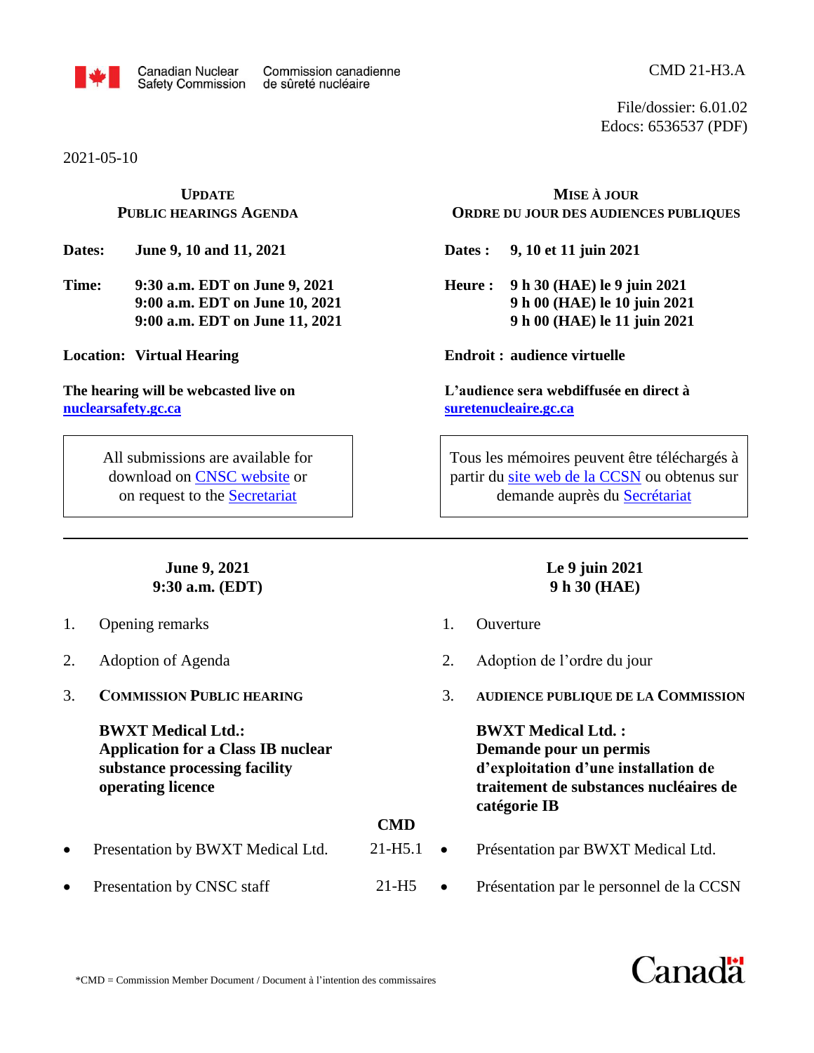Canadian Nuclear Safety Commission / Commission canadienne de sûreté nucléaire

CMD 21-H3.A

File/dossier: 6.01.02
Edocs: 6536537 (PDF)

2021-05-10

## UPDATE PUBLIC HEARINGS AGENDA

**Dates:** **June 9, 10 and 11, 2021**

**Time:** **9:30 a.m. EDT on June 9, 2021**
**9:00 a.m. EDT on June 10, 2021**
**9:00 a.m. EDT on June 11, 2021**

**Location:** **Virtual Hearing**

**The hearing will be webcasted live on nuclearsafety.gc.ca**

> All submissions are available for download on CNSC website or on request to the Secretariat

## MISE À JOUR ORDRE DU JOUR DES AUDIENCES PUBLIQUES

**Dates :** **9, 10 et 11 juin 2021**

**Heure :** **9 h 30 (HAE) le 9 juin 2021**
**9 h 00 (HAE) le 10 juin 2021**
**9 h 00 (HAE) le 11 juin 2021**

**Endroit :** **audience virtuelle**

**L'audience sera webdiffusée en direct à suretenucleaire.gc.ca**

> Tous les mémoires peuvent être téléchargés à partir du site web de la CCSN ou obtenus sur demande auprès du Secrétariat

---

### June 9, 2021 — 9:30 a.m. (EDT)

1. Opening remarks
2. Adoption of Agenda
3. **COMMISSION PUBLIC HEARING**

   **BWXT Medical Ltd.: Application for a Class IB nuclear substance processing facility operating licence**

| | CMD |
|---|---|
| • Presentation by BWXT Medical Ltd. | 21-H5.1 |
| • Presentation by CNSC staff | 21-H5 |

### Le 9 juin 2021 — 9 h 30 (HAE)

1. Ouverture
2. Adoption de l'ordre du jour
3. **AUDIENCE PUBLIQUE DE LA COMMISSION**

   **BWXT Medical Ltd. : Demande pour un permis d'exploitation d'une installation de traitement de substances nucléaires de catégorie IB**

- Présentation par BWXT Medical Ltd.
- Présentation par le personnel de la CCSN

*CMD = Commission Member Document / Document à l'intention des commissaires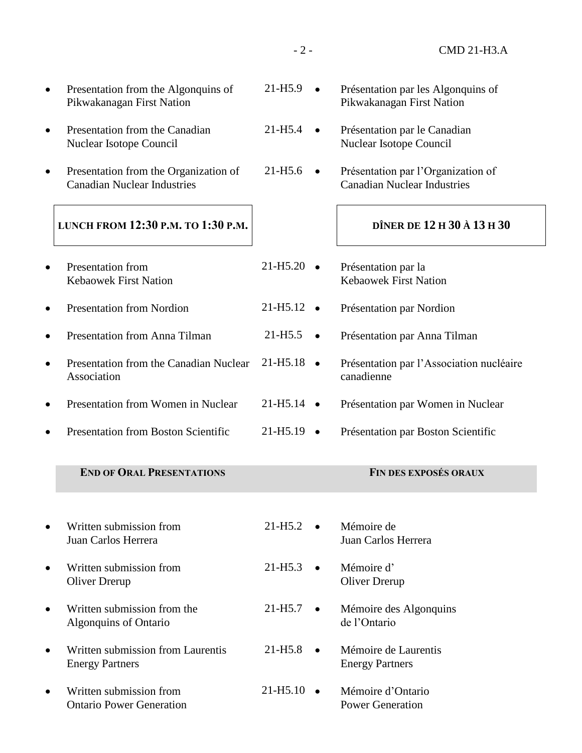| English | CMD | Français |
|---|---|---|
| • Presentation from the Algonquins of Pikwakanagan First Nation | 21-H5.9 | • Présentation par les Algonquins of Pikwakanagan First Nation |
| • Presentation from the Canadian Nuclear Isotope Council | 21-H5.4 | • Présentation par le Canadian Nuclear Isotope Council |
| • Presentation from the Organization of Canadian Nuclear Industries | 21-H5.6 | • Présentation par l'Organization of Canadian Nuclear Industries |
| **LUNCH FROM 12:30 P.M. TO 1:30 P.M.** | | **DÎNER DE 12 H 30 À 13 H 30** |
| • Presentation from Kebaowek First Nation | 21-H5.20 | • Présentation par la Kebaowek First Nation |
| • Presentation from Nordion | 21-H5.12 | • Présentation par Nordion |
| • Presentation from Anna Tilman | 21-H5.5 | • Présentation par Anna Tilman |
| • Presentation from the Canadian Nuclear Association | 21-H5.18 | • Présentation par l'Association nucléaire canadienne |
| • Presentation from Women in Nuclear | 21-H5.14 | • Présentation par Women in Nuclear |
| • Presentation from Boston Scientific | 21-H5.19 | • Présentation par Boston Scientific |
| **END OF ORAL PRESENTATIONS** | | **FIN DES EXPOSÉS ORAUX** |
| • Written submission from Juan Carlos Herrera | 21-H5.2 | • Mémoire de Juan Carlos Herrera |
| • Written submission from Oliver Drerup | 21-H5.3 | • Mémoire d' Oliver Drerup |
| • Written submission from the Algonquins of Ontario | 21-H5.7 | • Mémoire des Algonquins de l'Ontario |
| • Written submission from Laurentis Energy Partners | 21-H5.8 | • Mémoire de Laurentis Energy Partners |
| • Written submission from Ontario Power Generation | 21-H5.10 | • Mémoire d'Ontario Power Generation |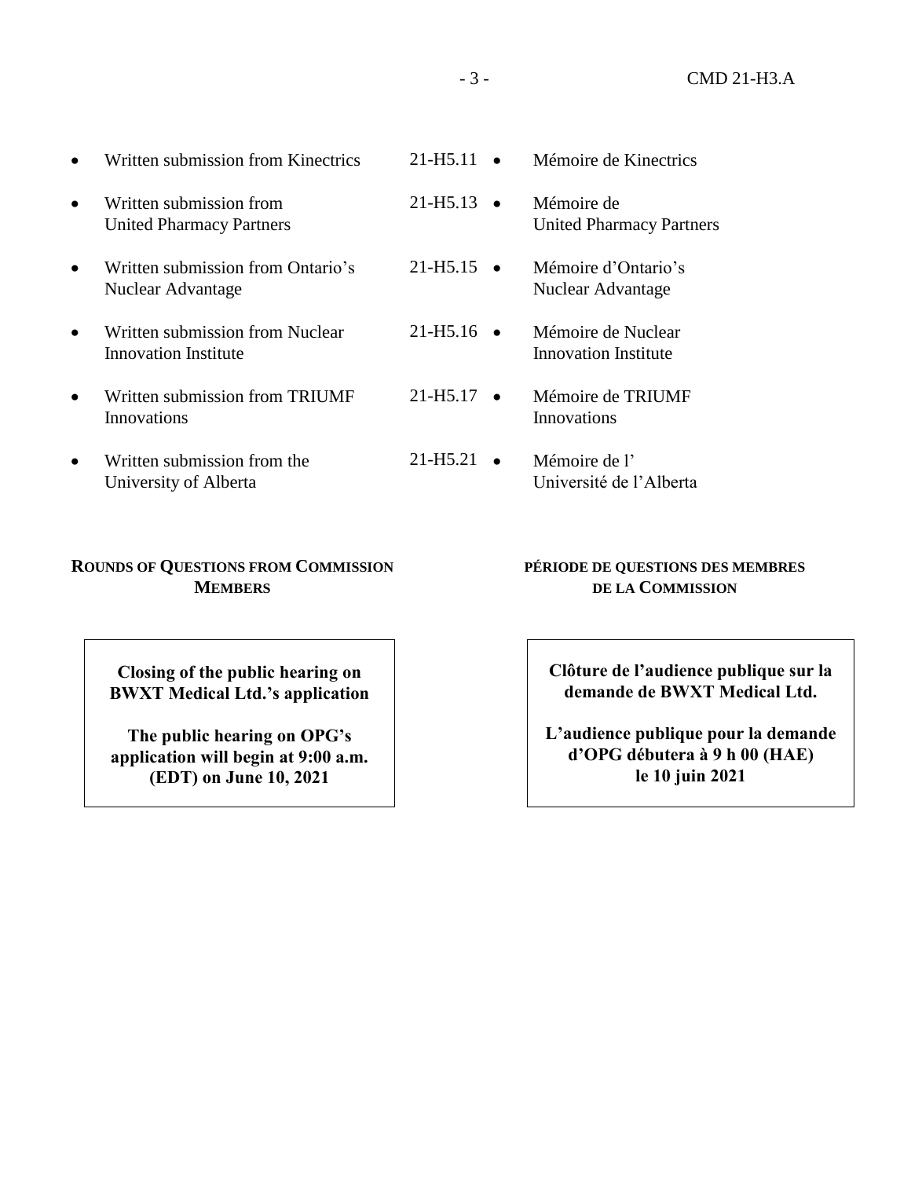| English | CMD | Français |
| --- | --- | --- |
| • Written submission from Kinectrics | 21-H5.11 | • Mémoire de Kinectrics |
| • Written submission from United Pharmacy Partners | 21-H5.13 | • Mémoire de United Pharmacy Partners |
| • Written submission from Ontario's Nuclear Advantage | 21-H5.15 | • Mémoire d'Ontario's Nuclear Advantage |
| • Written submission from Nuclear Innovation Institute | 21-H5.16 | • Mémoire de Nuclear Innovation Institute |
| • Written submission from TRIUMF Innovations | 21-H5.17 | • Mémoire de TRIUMF Innovations |
| • Written submission from the University of Alberta | 21-H5.21 | • Mémoire de l' Université de l'Alberta |

**ROUNDS OF QUESTIONS FROM COMMISSION MEMBERS**

**PÉRIODE DE QUESTIONS DES MEMBRES DE LA COMMISSION**

**Closing of the public hearing on BWXT Medical Ltd.'s application**

**The public hearing on OPG's application will begin at 9:00 a.m. (EDT) on June 10, 2021**

**Clôture de l'audience publique sur la demande de BWXT Medical Ltd.**

**L'audience publique pour la demande d'OPG débutera à 9 h 00 (HAE) le 10 juin 2021**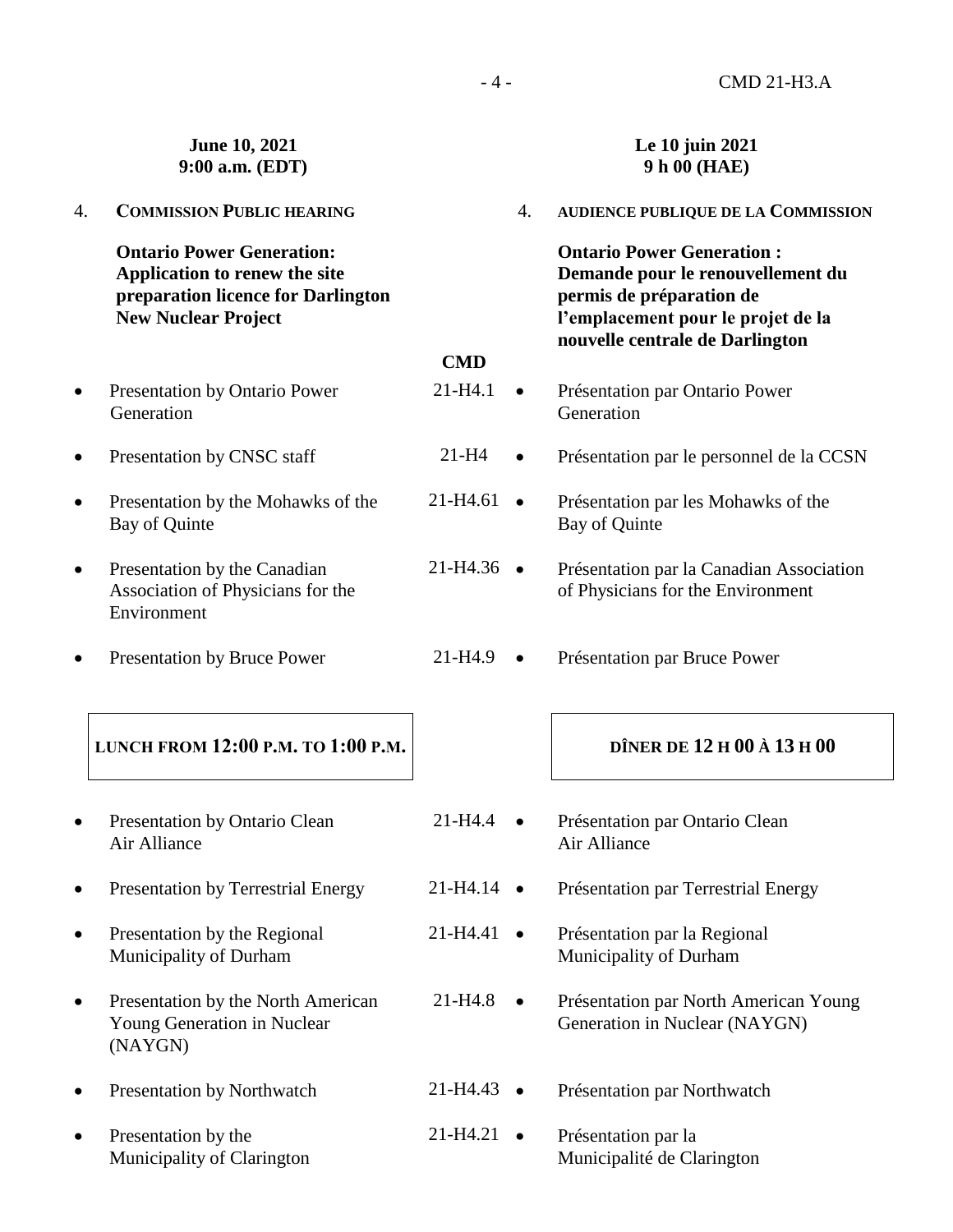| **June 10, 2021**<br>**9:00 a.m. (EDT)** | | **Le 10 juin 2021**<br>**9 h 00 (HAE)** |
| --- | --- | --- |
| 4. **COMMISSION PUBLIC HEARING** | | 4. **AUDIENCE PUBLIQUE DE LA COMMISSION** |
| **Ontario Power Generation: Application to renew the site preparation licence for Darlington New Nuclear Project** | **CMD** | **Ontario Power Generation : Demande pour le renouvellement du permis de préparation de l’emplacement pour le projet de la nouvelle centrale de Darlington** |
| • Presentation by Ontario Power Generation | 21-H4.1 | • Présentation par Ontario Power Generation |
| • Presentation by CNSC staff | 21-H4 | • Présentation par le personnel de la CCSN |
| • Presentation by the Mohawks of the Bay of Quinte | 21-H4.61 | • Présentation par les Mohawks of the Bay of Quinte |
| • Presentation by the Canadian Association of Physicians for the Environment | 21-H4.36 | • Présentation par la Canadian Association of Physicians for the Environment |
| • Presentation by Bruce Power | 21-H4.9 | • Présentation par Bruce Power |
| **LUNCH FROM 12:00 P.M. TO 1:00 P.M.** | | **DÎNER DE 12 H 00 À 13 H 00** |
| • Presentation by Ontario Clean Air Alliance | 21-H4.4 | • Présentation par Ontario Clean Air Alliance |
| • Presentation by Terrestrial Energy | 21-H4.14 | • Présentation par Terrestrial Energy |
| • Presentation by the Regional Municipality of Durham | 21-H4.41 | • Présentation par la Regional Municipality of Durham |
| • Presentation by the North American Young Generation in Nuclear (NAYGN) | 21-H4.8 | • Présentation par North American Young Generation in Nuclear (NAYGN) |
| • Presentation by Northwatch | 21-H4.43 | • Présentation par Northwatch |
| • Presentation by the Municipality of Clarington | 21-H4.21 | • Présentation par la Municipalité de Clarington |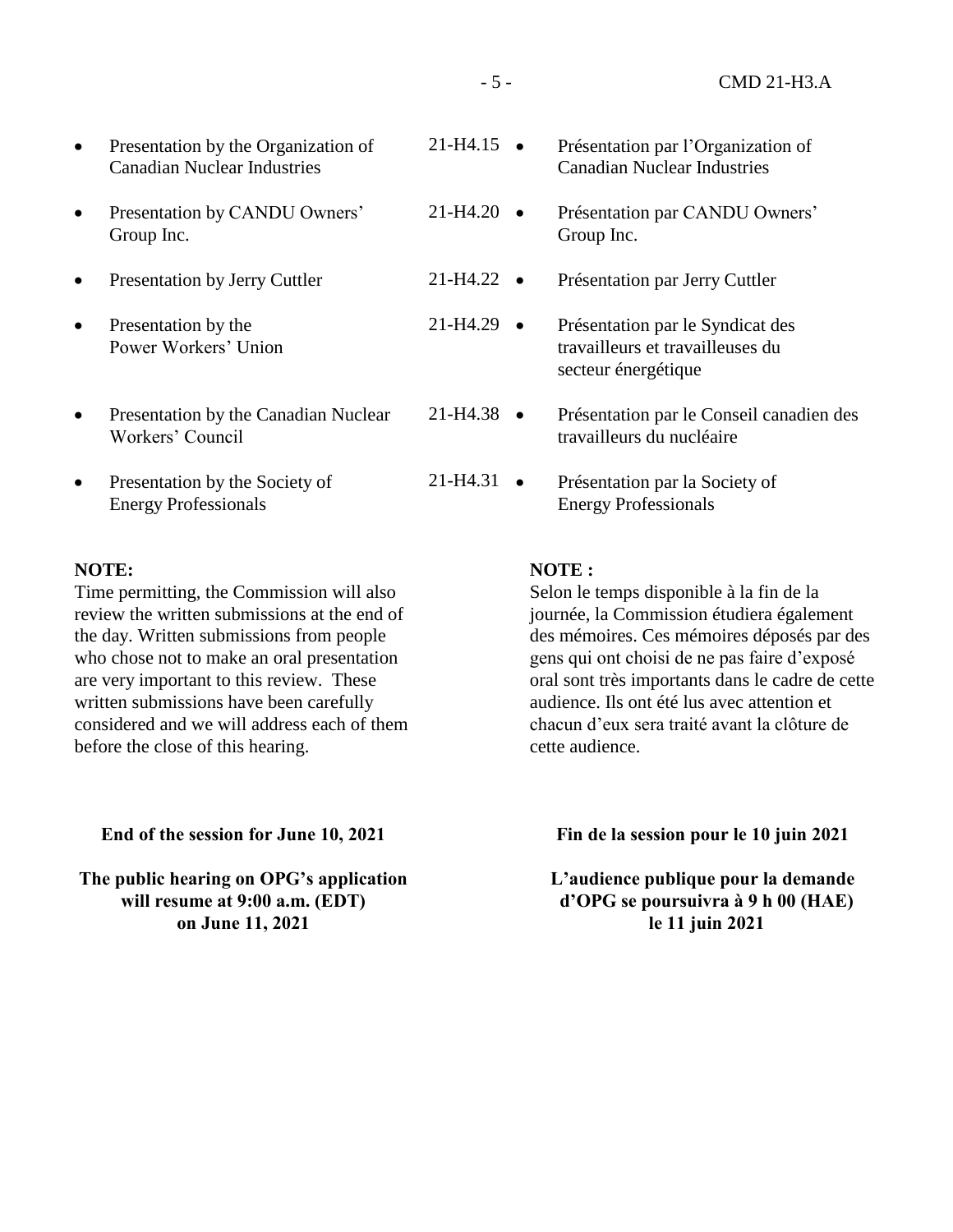| | | |
|---|---|---|
| • Presentation by the Organization of Canadian Nuclear Industries | 21-H4.15 | • Présentation par l'Organization of Canadian Nuclear Industries |
| • Presentation by CANDU Owners' Group Inc. | 21-H4.20 | • Présentation par CANDU Owners' Group Inc. |
| • Presentation by Jerry Cuttler | 21-H4.22 | • Présentation par Jerry Cuttler |
| • Presentation by the Power Workers' Union | 21-H4.29 | • Présentation par le Syndicat des travailleurs et travailleuses du secteur énergétique |
| • Presentation by the Canadian Nuclear Workers' Council | 21-H4.38 | • Présentation par le Conseil canadien des travailleurs du nucléaire |
| • Presentation by the Society of Energy Professionals | 21-H4.31 | • Présentation par la Society of Energy Professionals |

**NOTE:**
Time permitting, the Commission will also review the written submissions at the end of the day. Written submissions from people who chose not to make an oral presentation are very important to this review. These written submissions have been carefully considered and we will address each of them before the close of this hearing.

**NOTE :**
Selon le temps disponible à la fin de la journée, la Commission étudiera également des mémoires. Ces mémoires déposés par des gens qui ont choisi de ne pas faire d'exposé oral sont très importants dans le cadre de cette audience. Ils ont été lus avec attention et chacun d'eux sera traité avant la clôture de cette audience.

**End of the session for June 10, 2021**

**The public hearing on OPG's application will resume at 9:00 a.m. (EDT) on June 11, 2021**

**Fin de la session pour le 10 juin 2021**

**L'audience publique pour la demande d'OPG se poursuivra à 9 h 00 (HAE) le 11 juin 2021**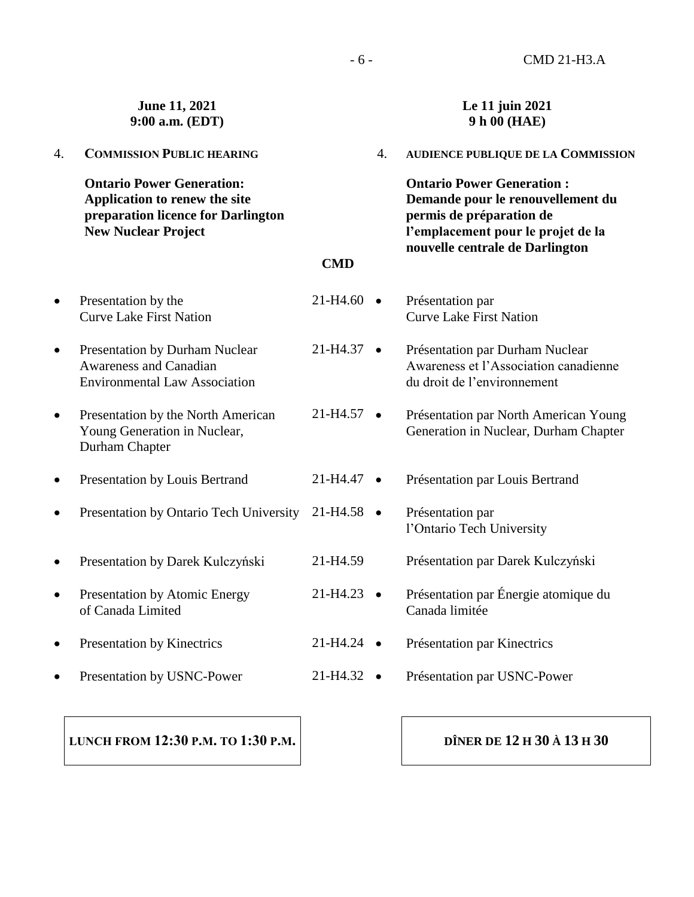**June 11, 2021**
**9:00 a.m. (EDT)**

**Le 11 juin 2021**
**9 h 00 (HAE)**

4. **COMMISSION PUBLIC HEARING**

   **Ontario Power Generation: Application to renew the site preparation licence for Darlington New Nuclear Project**

4. **AUDIENCE PUBLIQUE DE LA COMMISSION**

   **Ontario Power Generation : Demande pour le renouvellement du permis de préparation de l'emplacement pour le projet de la nouvelle centrale de Darlington**

| | **CMD** | |
|---|---|---|
| • Presentation by the Curve Lake First Nation | 21-H4.60 | • Présentation par Curve Lake First Nation |
| • Presentation by Durham Nuclear Awareness and Canadian Environmental Law Association | 21-H4.37 | • Présentation par Durham Nuclear Awareness et l'Association canadienne du droit de l'environnement |
| • Presentation by the North American Young Generation in Nuclear, Durham Chapter | 21-H4.57 | • Présentation par North American Young Generation in Nuclear, Durham Chapter |
| • Presentation by Louis Bertrand | 21-H4.47 | • Présentation par Louis Bertrand |
| • Presentation by Ontario Tech University | 21-H4.58 | • Présentation par l'Ontario Tech University |
| • Presentation by Darek Kulczyński | 21-H4.59 | Présentation par Darek Kulczyński |
| • Presentation by Atomic Energy of Canada Limited | 21-H4.23 | • Présentation par Énergie atomique du Canada limitée |
| • Presentation by Kinectrics | 21-H4.24 | • Présentation par Kinectrics |
| • Presentation by USNC-Power | 21-H4.32 | • Présentation par USNC-Power |

**LUNCH FROM 12:30 P.M. TO 1:30 P.M.**

**DÎNER DE 12 H 30 À 13 H 30**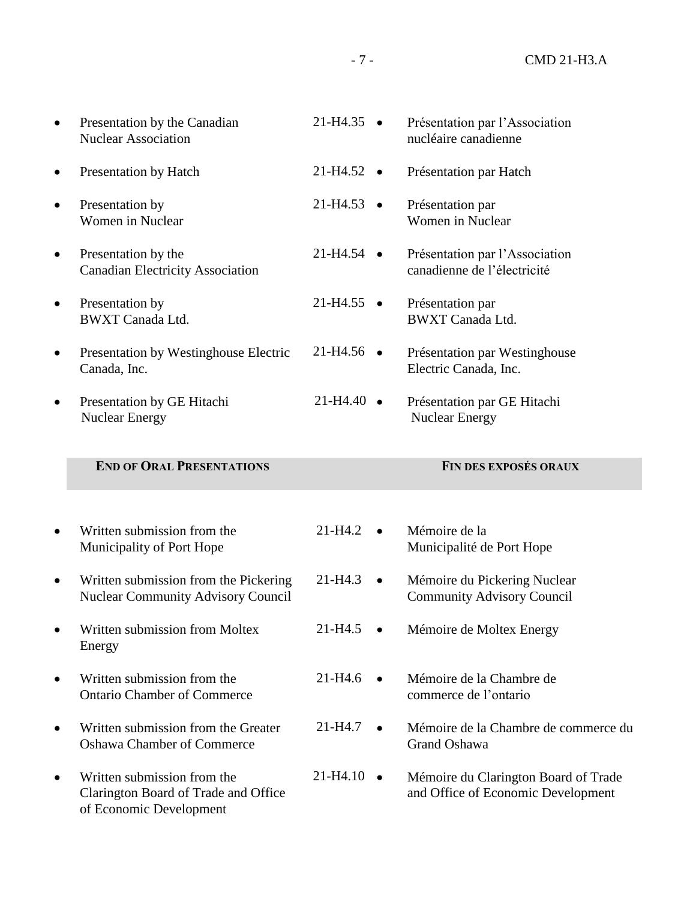| English | CMD | Français |
|---|---|---|
| • Presentation by the Canadian Nuclear Association | 21-H4.35 | • Présentation par l'Association nucléaire canadienne |
| • Presentation by Hatch | 21-H4.52 | • Présentation par Hatch |
| • Presentation by Women in Nuclear | 21-H4.53 | • Présentation par Women in Nuclear |
| • Presentation by the Canadian Electricity Association | 21-H4.54 | • Présentation par l'Association canadienne de l'électricité |
| • Presentation by BWXT Canada Ltd. | 21-H4.55 | • Présentation par BWXT Canada Ltd. |
| • Presentation by Westinghouse Electric Canada, Inc. | 21-H4.56 | • Présentation par Westinghouse Electric Canada, Inc. |
| • Presentation by GE Hitachi Nuclear Energy | 21-H4.40 | • Présentation par GE Hitachi Nuclear Energy |
| **END OF ORAL PRESENTATIONS** | | **FIN DES EXPOSÉS ORAUX** |
| • Written submission from the Municipality of Port Hope | 21-H4.2 | • Mémoire de la Municipalité de Port Hope |
| • Written submission from the Pickering Nuclear Community Advisory Council | 21-H4.3 | • Mémoire du Pickering Nuclear Community Advisory Council |
| • Written submission from Moltex Energy | 21-H4.5 | • Mémoire de Moltex Energy |
| • Written submission from the Ontario Chamber of Commerce | 21-H4.6 | • Mémoire de la Chambre de commerce de l'ontario |
| • Written submission from the Greater Oshawa Chamber of Commerce | 21-H4.7 | • Mémoire de la Chambre de commerce du Grand Oshawa |
| • Written submission from the Clarington Board of Trade and Office of Economic Development | 21-H4.10 | • Mémoire du Clarington Board of Trade and Office of Economic Development |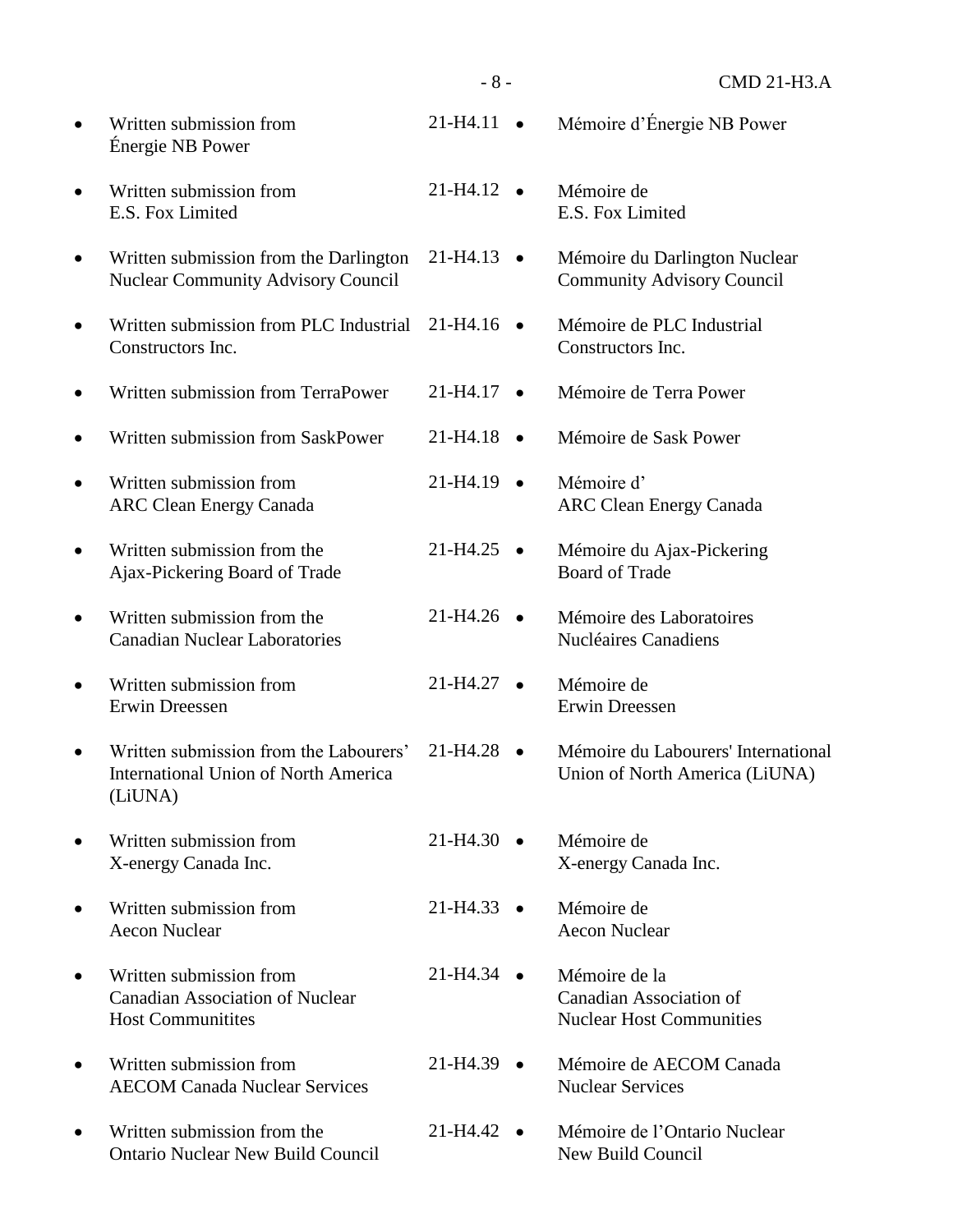| | | |
|---|---|---|
| • Written submission from Énergie NB Power | 21-H4.11 | • Mémoire d'Énergie NB Power |
| • Written submission from E.S. Fox Limited | 21-H4.12 | • Mémoire de E.S. Fox Limited |
| • Written submission from the Darlington Nuclear Community Advisory Council | 21-H4.13 | • Mémoire du Darlington Nuclear Community Advisory Council |
| • Written submission from PLC Industrial Constructors Inc. | 21-H4.16 | • Mémoire de PLC Industrial Constructors Inc. |
| • Written submission from TerraPower | 21-H4.17 | • Mémoire de Terra Power |
| • Written submission from SaskPower | 21-H4.18 | • Mémoire de Sask Power |
| • Written submission from ARC Clean Energy Canada | 21-H4.19 | • Mémoire d' ARC Clean Energy Canada |
| • Written submission from the Ajax-Pickering Board of Trade | 21-H4.25 | • Mémoire du Ajax-Pickering Board of Trade |
| • Written submission from the Canadian Nuclear Laboratories | 21-H4.26 | • Mémoire des Laboratoires Nucléaires Canadiens |
| • Written submission from Erwin Dreessen | 21-H4.27 | • Mémoire de Erwin Dreessen |
| • Written submission from the Labourers' International Union of North America (LiUNA) | 21-H4.28 | • Mémoire du Labourers' International Union of North America (LiUNA) |
| • Written submission from X-energy Canada Inc. | 21-H4.30 | • Mémoire de X-energy Canada Inc. |
| • Written submission from Aecon Nuclear | 21-H4.33 | • Mémoire de Aecon Nuclear |
| • Written submission from Canadian Association of Nuclear Host Communitites | 21-H4.34 | • Mémoire de la Canadian Association of Nuclear Host Communities |
| • Written submission from AECOM Canada Nuclear Services | 21-H4.39 | • Mémoire de AECOM Canada Nuclear Services |
| • Written submission from the Ontario Nuclear New Build Council | 21-H4.42 | • Mémoire de l'Ontario Nuclear New Build Council |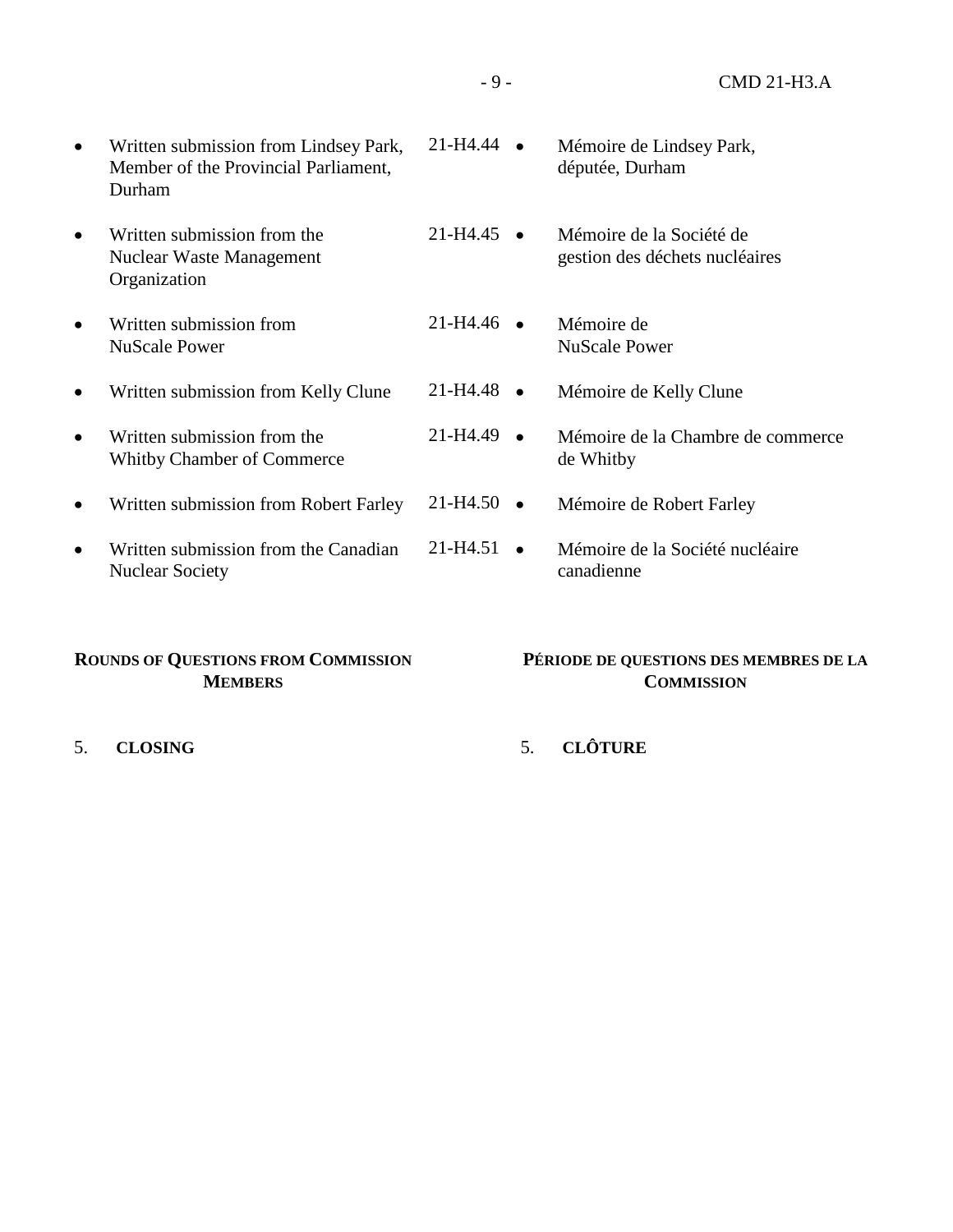| | | |
|---|---|---|
| • Written submission from Lindsey Park, Member of the Provincial Parliament, Durham | 21-H4.44 | • Mémoire de Lindsey Park, députée, Durham |
| • Written submission from the Nuclear Waste Management Organization | 21-H4.45 | • Mémoire de la Société de gestion des déchets nucléaires |
| • Written submission from NuScale Power | 21-H4.46 | • Mémoire de NuScale Power |
| • Written submission from Kelly Clune | 21-H4.48 | • Mémoire de Kelly Clune |
| • Written submission from the Whitby Chamber of Commerce | 21-H4.49 | • Mémoire de la Chambre de commerce de Whitby |
| • Written submission from Robert Farley | 21-H4.50 | • Mémoire de Robert Farley |
| • Written submission from the Canadian Nuclear Society | 21-H4.51 | • Mémoire de la Société nucléaire canadienne |

**ROUNDS OF QUESTIONS FROM COMMISSION MEMBERS**

**PÉRIODE DE QUESTIONS DES MEMBRES DE LA COMMISSION**

5. **CLOSING**

5. **CLÔTURE**